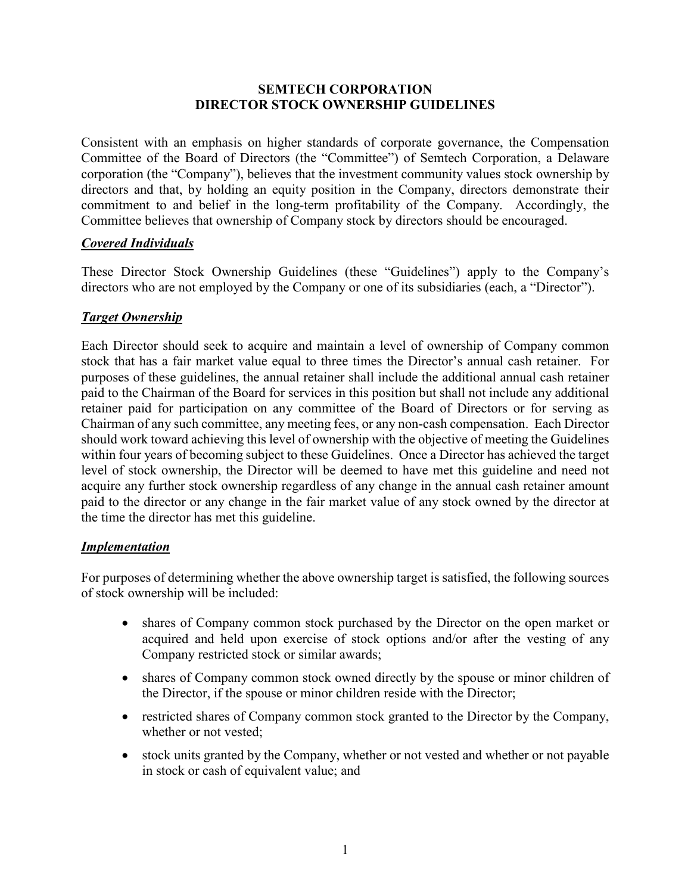# SEMTECH CORPORATION
# DIRECTOR STOCK OWNERSHIP GUIDELINES

Consistent with an emphasis on higher standards of corporate governance, the Compensation Committee of the Board of Directors (the "Committee") of Semtech Corporation, a Delaware corporation (the "Company"), believes that the investment community values stock ownership by directors and that, by holding an equity position in the Company, directors demonstrate their commitment to and belief in the long-term profitability of the Company. Accordingly, the Committee believes that ownership of Company stock by directors should be encouraged.

## ***Covered Individuals***

These Director Stock Ownership Guidelines (these "Guidelines") apply to the Company's directors who are not employed by the Company or one of its subsidiaries (each, a "Director").

## ***Target Ownership***

Each Director should seek to acquire and maintain a level of ownership of Company common stock that has a fair market value equal to three times the Director's annual cash retainer. For purposes of these guidelines, the annual retainer shall include the additional annual cash retainer paid to the Chairman of the Board for services in this position but shall not include any additional retainer paid for participation on any committee of the Board of Directors or for serving as Chairman of any such committee, any meeting fees, or any non-cash compensation. Each Director should work toward achieving this level of ownership with the objective of meeting the Guidelines within four years of becoming subject to these Guidelines. Once a Director has achieved the target level of stock ownership, the Director will be deemed to have met this guideline and need not acquire any further stock ownership regardless of any change in the annual cash retainer amount paid to the director or any change in the fair market value of any stock owned by the director at the time the director has met this guideline.

## ***Implementation***

For purposes of determining whether the above ownership target is satisfied, the following sources of stock ownership will be included:

- shares of Company common stock purchased by the Director on the open market or acquired and held upon exercise of stock options and/or after the vesting of any Company restricted stock or similar awards;
- shares of Company common stock owned directly by the spouse or minor children of the Director, if the spouse or minor children reside with the Director;
- restricted shares of Company common stock granted to the Director by the Company, whether or not vested;
- stock units granted by the Company, whether or not vested and whether or not payable in stock or cash of equivalent value; and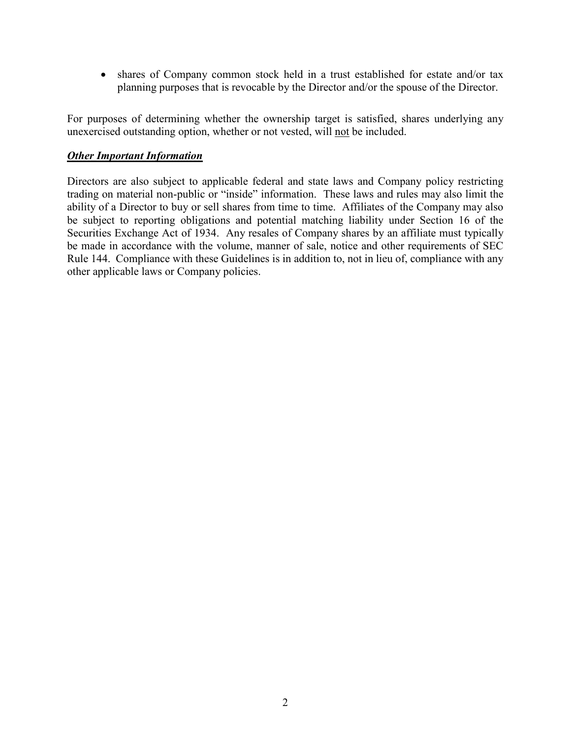- shares of Company common stock held in a trust established for estate and/or tax planning purposes that is revocable by the Director and/or the spouse of the Director.

For purposes of determining whether the ownership target is satisfied, shares underlying any unexercised outstanding option, whether or not vested, will not be included.

### ***Other Important Information***

Directors are also subject to applicable federal and state laws and Company policy restricting trading on material non-public or "inside" information. These laws and rules may also limit the ability of a Director to buy or sell shares from time to time. Affiliates of the Company may also be subject to reporting obligations and potential matching liability under Section 16 of the Securities Exchange Act of 1934. Any resales of Company shares by an affiliate must typically be made in accordance with the volume, manner of sale, notice and other requirements of SEC Rule 144. Compliance with these Guidelines is in addition to, not in lieu of, compliance with any other applicable laws or Company policies.